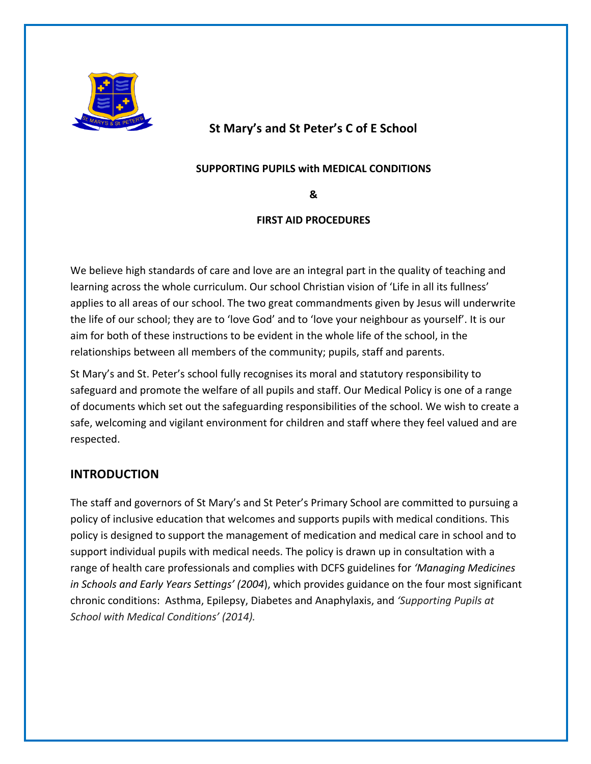# St Mary's and St Peter's C of E School

**SUPPORTING PUPILS with MEDICAL CONDITIONS**

**&**

**FIRST AID PROCEDURES**

We believe high standards of care and love are an integral part in the quality of teaching and learning across the whole curriculum. Our school Christian vision of 'Life in all its fullness' applies to all areas of our school. The two great commandments given by Jesus will underwrite the life of our school; they are to 'love God' and to 'love your neighbour as yourself'. It is our aim for both of these instructions to be evident in the whole life of the school, in the relationships between all members of the community; pupils, staff and parents.

St Mary's and St. Peter's school fully recognises its moral and statutory responsibility to safeguard and promote the welfare of all pupils and staff. Our Medical Policy is one of a range of documents which set out the safeguarding responsibilities of the school. We wish to create a safe, welcoming and vigilant environment for children and staff where they feel valued and are respected.

## INTRODUCTION

The staff and governors of St Mary's and St Peter's Primary School are committed to pursuing a policy of inclusive education that welcomes and supports pupils with medical conditions. This policy is designed to support the management of medication and medical care in school and to support individual pupils with medical needs. The policy is drawn up in consultation with a range of health care professionals and complies with DCFS guidelines for *'Managing Medicines in Schools and Early Years Settings' (2004)*, which provides guidance on the four most significant chronic conditions: Asthma, Epilepsy, Diabetes and Anaphylaxis, and *'Supporting Pupils at School with Medical Conditions' (2014).*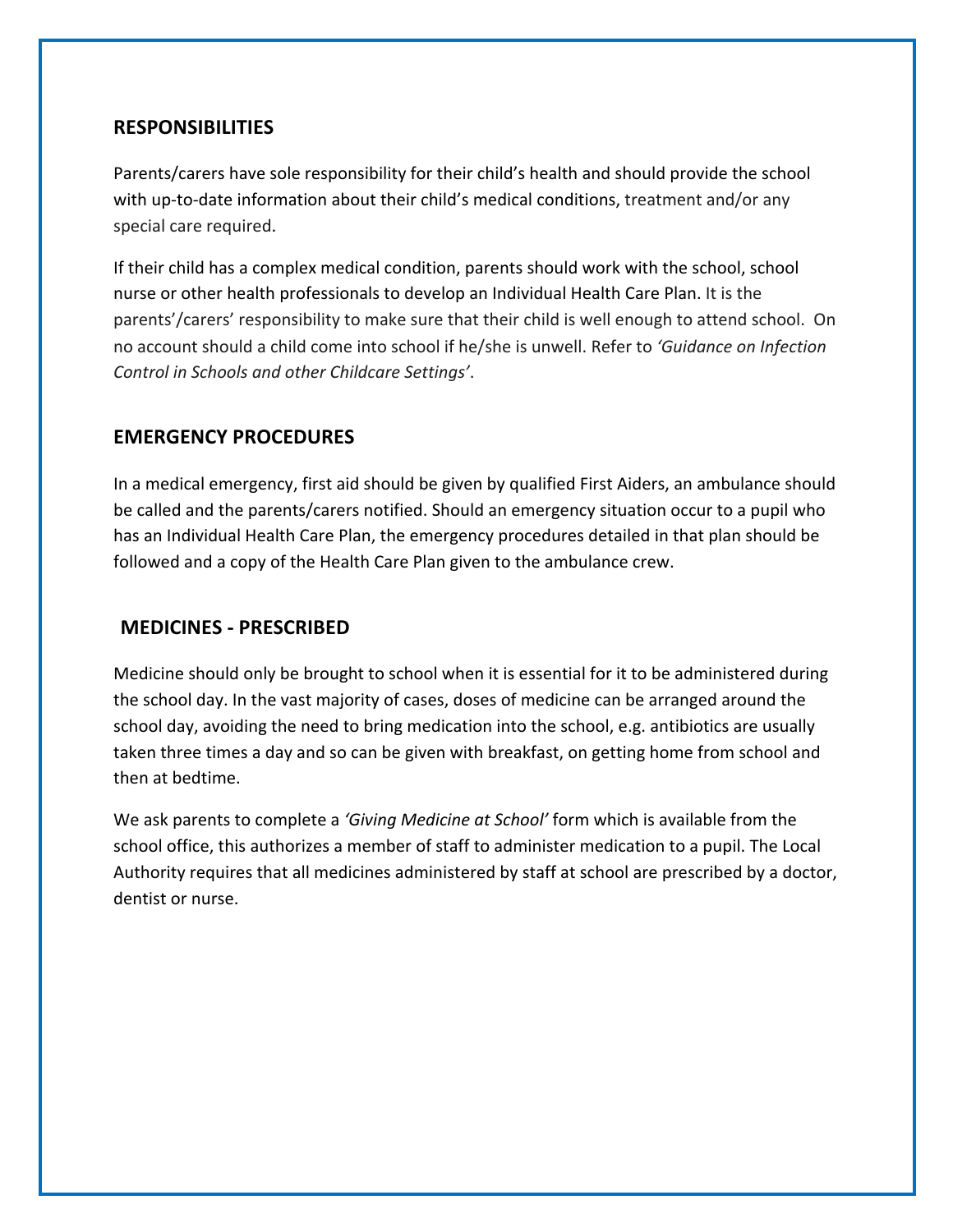## RESPONSIBILITIES

Parents/carers have sole responsibility for their child's health and should provide the school with up-to-date information about their child's medical conditions, treatment and/or any special care required.

If their child has a complex medical condition, parents should work with the school, school nurse or other health professionals to develop an Individual Health Care Plan. It is the parents'/carers' responsibility to make sure that their child is well enough to attend school. On no account should a child come into school if he/she is unwell. Refer to *'Guidance on Infection Control in Schools and other Childcare Settings'*.

## EMERGENCY PROCEDURES

In a medical emergency, first aid should be given by qualified First Aiders, an ambulance should be called and the parents/carers notified. Should an emergency situation occur to a pupil who has an Individual Health Care Plan, the emergency procedures detailed in that plan should be followed and a copy of the Health Care Plan given to the ambulance crew.

## MEDICINES - PRESCRIBED

Medicine should only be brought to school when it is essential for it to be administered during the school day. In the vast majority of cases, doses of medicine can be arranged around the school day, avoiding the need to bring medication into the school, e.g. antibiotics are usually taken three times a day and so can be given with breakfast, on getting home from school and then at bedtime.

We ask parents to complete a *'Giving Medicine at School'* form which is available from the school office, this authorizes a member of staff to administer medication to a pupil. The Local Authority requires that all medicines administered by staff at school are prescribed by a doctor, dentist or nurse.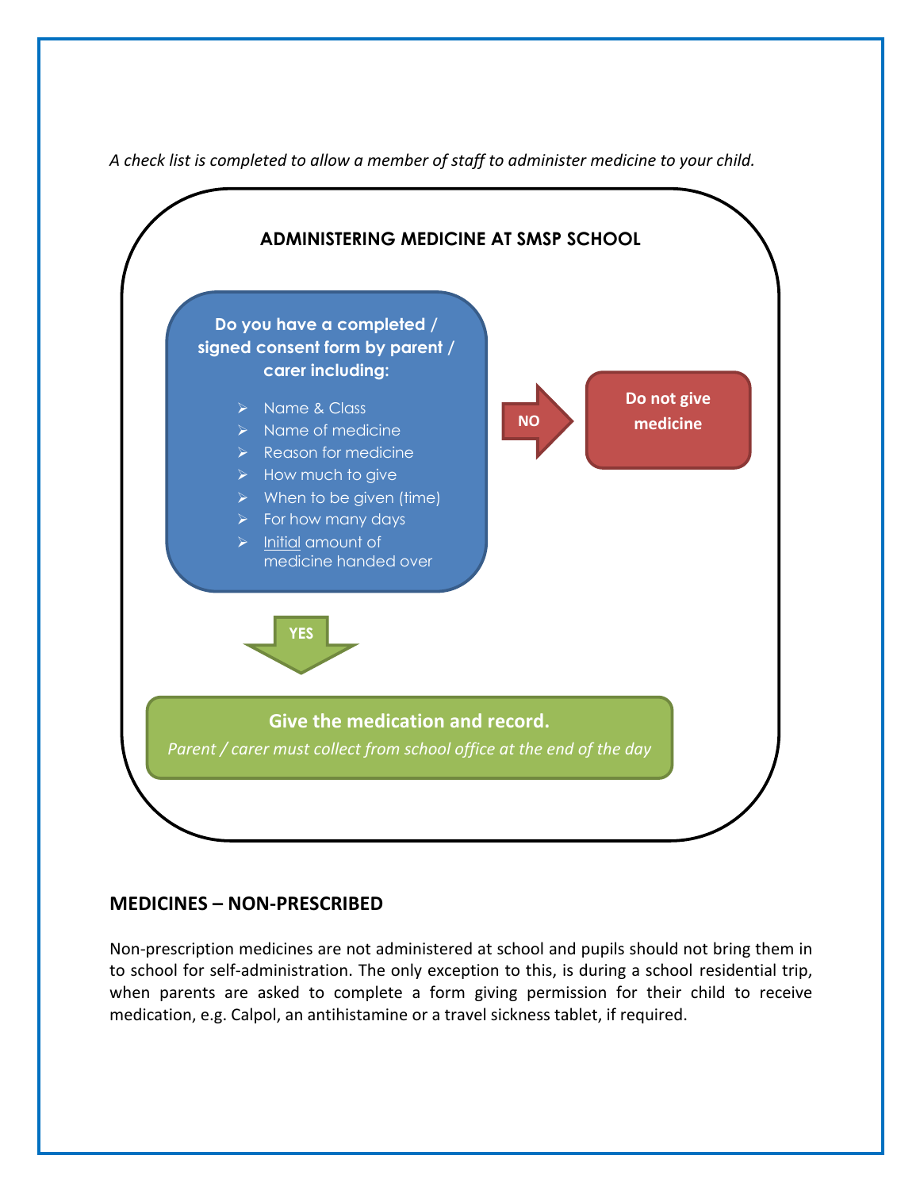*A check list is completed to allow a member of staff to administer medicine to your child.*

**ADMINISTERING MEDICINE AT SMSP SCHOOL**

**Do you have a completed / signed consent form by parent / carer including:**

- Name & Class
- Name of medicine
- Reason for medicine
- How much to give
- When to be given (time)
- For how many days
- Initial amount of medicine handed over

**NO** → **Do not give medicine**

**YES** ↓

**Give the medication and record.**

*Parent / carer must collect from school office at the end of the day*

## MEDICINES – NON-PRESCRIBED

Non-prescription medicines are not administered at school and pupils should not bring them in to school for self-administration. The only exception to this, is during a school residential trip, when parents are asked to complete a form giving permission for their child to receive medication, e.g. Calpol, an antihistamine or a travel sickness tablet, if required.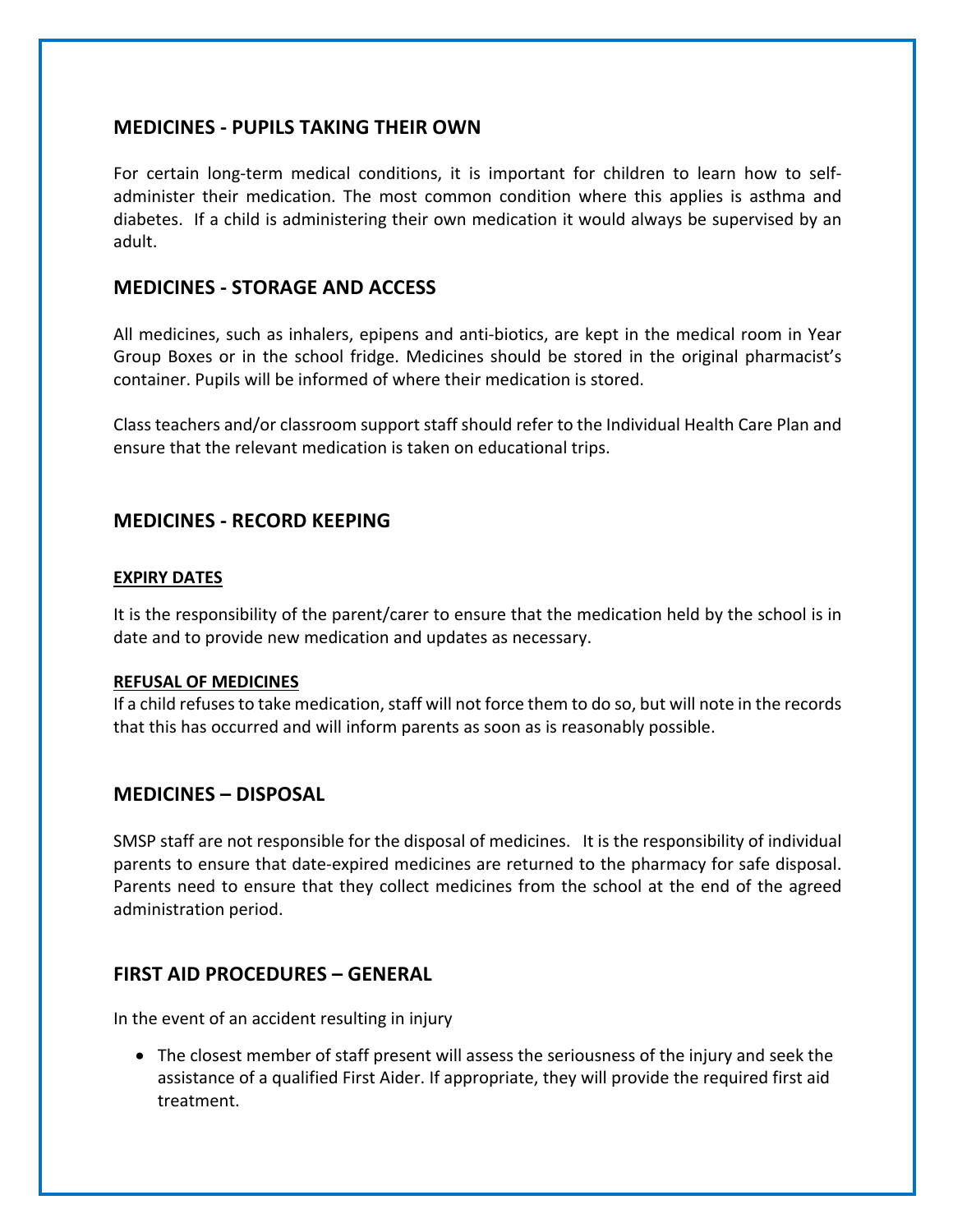## MEDICINES - PUPILS TAKING THEIR OWN

For certain long-term medical conditions, it is important for children to learn how to self-administer their medication. The most common condition where this applies is asthma and diabetes. If a child is administering their own medication it would always be supervised by an adult.

## MEDICINES - STORAGE AND ACCESS

All medicines, such as inhalers, epipens and anti-biotics, are kept in the medical room in Year Group Boxes or in the school fridge. Medicines should be stored in the original pharmacist's container. Pupils will be informed of where their medication is stored.

Class teachers and/or classroom support staff should refer to the Individual Health Care Plan and ensure that the relevant medication is taken on educational trips.

## MEDICINES - RECORD KEEPING

### EXPIRY DATES

It is the responsibility of the parent/carer to ensure that the medication held by the school is in date and to provide new medication and updates as necessary.

### REFUSAL OF MEDICINES

If a child refuses to take medication, staff will not force them to do so, but will note in the records that this has occurred and will inform parents as soon as is reasonably possible.

## MEDICINES – DISPOSAL

SMSP staff are not responsible for the disposal of medicines. It is the responsibility of individual parents to ensure that date-expired medicines are returned to the pharmacy for safe disposal. Parents need to ensure that they collect medicines from the school at the end of the agreed administration period.

## FIRST AID PROCEDURES – GENERAL

In the event of an accident resulting in injury

- The closest member of staff present will assess the seriousness of the injury and seek the assistance of a qualified First Aider. If appropriate, they will provide the required first aid treatment.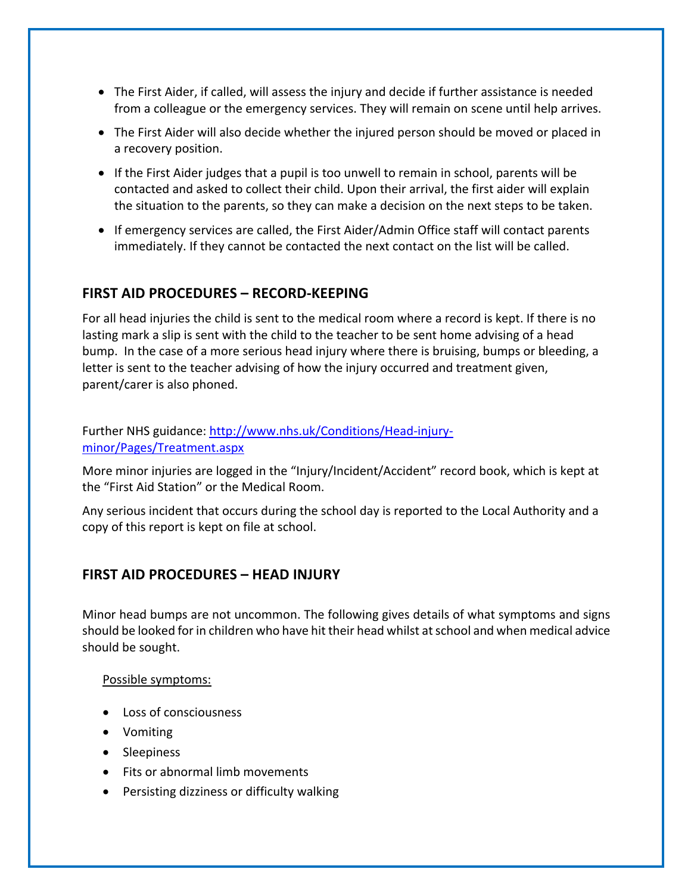- The First Aider, if called, will assess the injury and decide if further assistance is needed from a colleague or the emergency services. They will remain on scene until help arrives.
- The First Aider will also decide whether the injured person should be moved or placed in a recovery position.
- If the First Aider judges that a pupil is too unwell to remain in school, parents will be contacted and asked to collect their child. Upon their arrival, the first aider will explain the situation to the parents, so they can make a decision on the next steps to be taken.
- If emergency services are called, the First Aider/Admin Office staff will contact parents immediately. If they cannot be contacted the next contact on the list will be called.

## FIRST AID PROCEDURES – RECORD-KEEPING

For all head injuries the child is sent to the medical room where a record is kept. If there is no lasting mark a slip is sent with the child to the teacher to be sent home advising of a head bump. In the case of a more serious head injury where there is bruising, bumps or bleeding, a letter is sent to the teacher advising of how the injury occurred and treatment given, parent/carer is also phoned.

Further NHS guidance: [http://www.nhs.uk/Conditions/Head-injury-minor/Pages/Treatment.aspx](http://www.nhs.uk/Conditions/Head-injury-minor/Pages/Treatment.aspx)

More minor injuries are logged in the "Injury/Incident/Accident" record book, which is kept at the "First Aid Station" or the Medical Room.

Any serious incident that occurs during the school day is reported to the Local Authority and a copy of this report is kept on file at school.

## FIRST AID PROCEDURES – HEAD INJURY

Minor head bumps are not uncommon. The following gives details of what symptoms and signs should be looked for in children who have hit their head whilst at school and when medical advice should be sought.

Possible symptoms:

- Loss of consciousness
- Vomiting
- Sleepiness
- Fits or abnormal limb movements
- Persisting dizziness or difficulty walking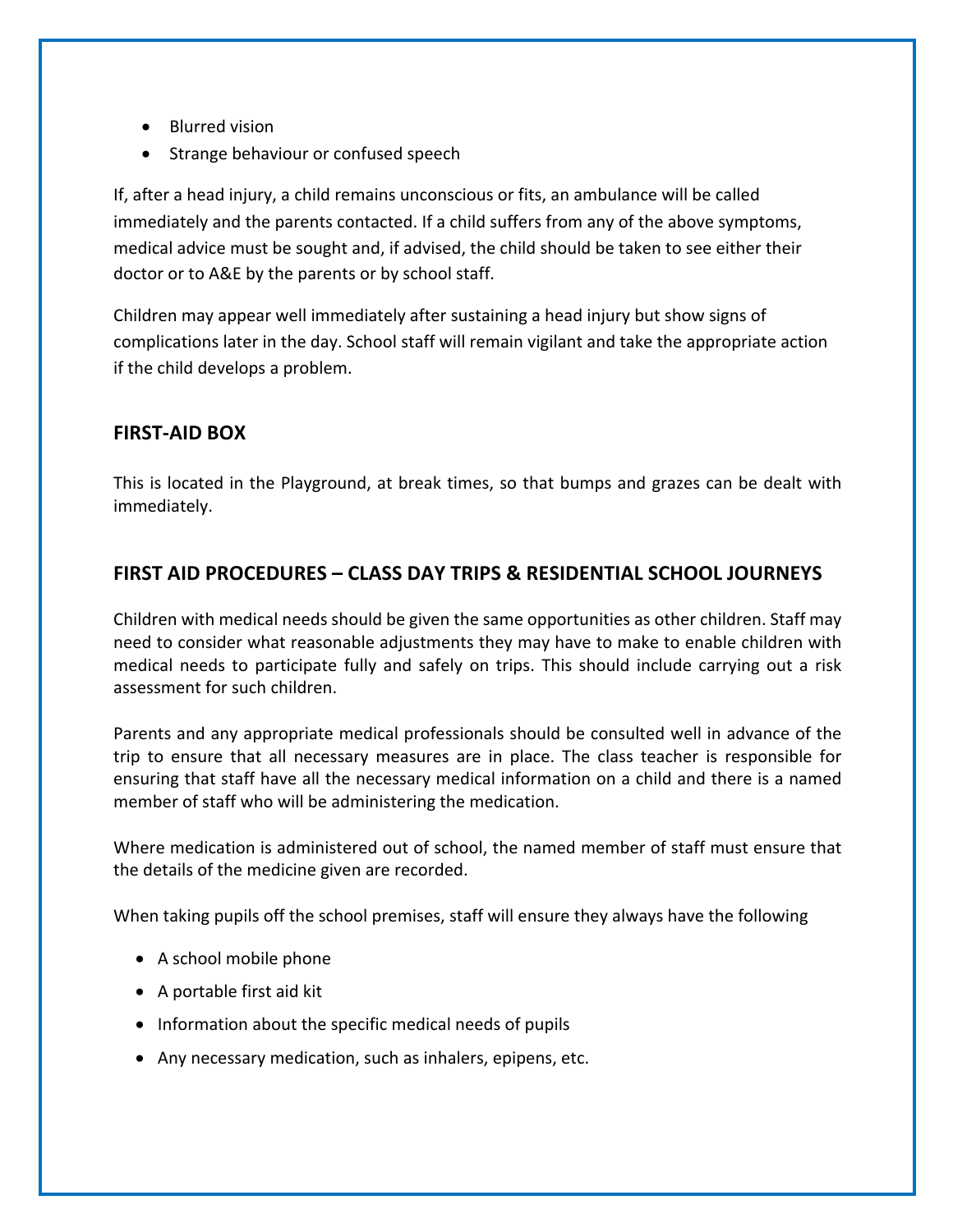- Blurred vision
- Strange behaviour or confused speech

If, after a head injury, a child remains unconscious or fits, an ambulance will be called immediately and the parents contacted. If a child suffers from any of the above symptoms, medical advice must be sought and, if advised, the child should be taken to see either their doctor or to A&E by the parents or by school staff.

Children may appear well immediately after sustaining a head injury but show signs of complications later in the day. School staff will remain vigilant and take the appropriate action if the child develops a problem.

## FIRST-AID BOX

This is located in the Playground, at break times, so that bumps and grazes can be dealt with immediately.

## FIRST AID PROCEDURES – CLASS DAY TRIPS & RESIDENTIAL SCHOOL JOURNEYS

Children with medical needs should be given the same opportunities as other children. Staff may need to consider what reasonable adjustments they may have to make to enable children with medical needs to participate fully and safely on trips. This should include carrying out a risk assessment for such children.

Parents and any appropriate medical professionals should be consulted well in advance of the trip to ensure that all necessary measures are in place. The class teacher is responsible for ensuring that staff have all the necessary medical information on a child and there is a named member of staff who will be administering the medication.

Where medication is administered out of school, the named member of staff must ensure that the details of the medicine given are recorded.

When taking pupils off the school premises, staff will ensure they always have the following

- A school mobile phone
- A portable first aid kit
- Information about the specific medical needs of pupils
- Any necessary medication, such as inhalers, epipens, etc.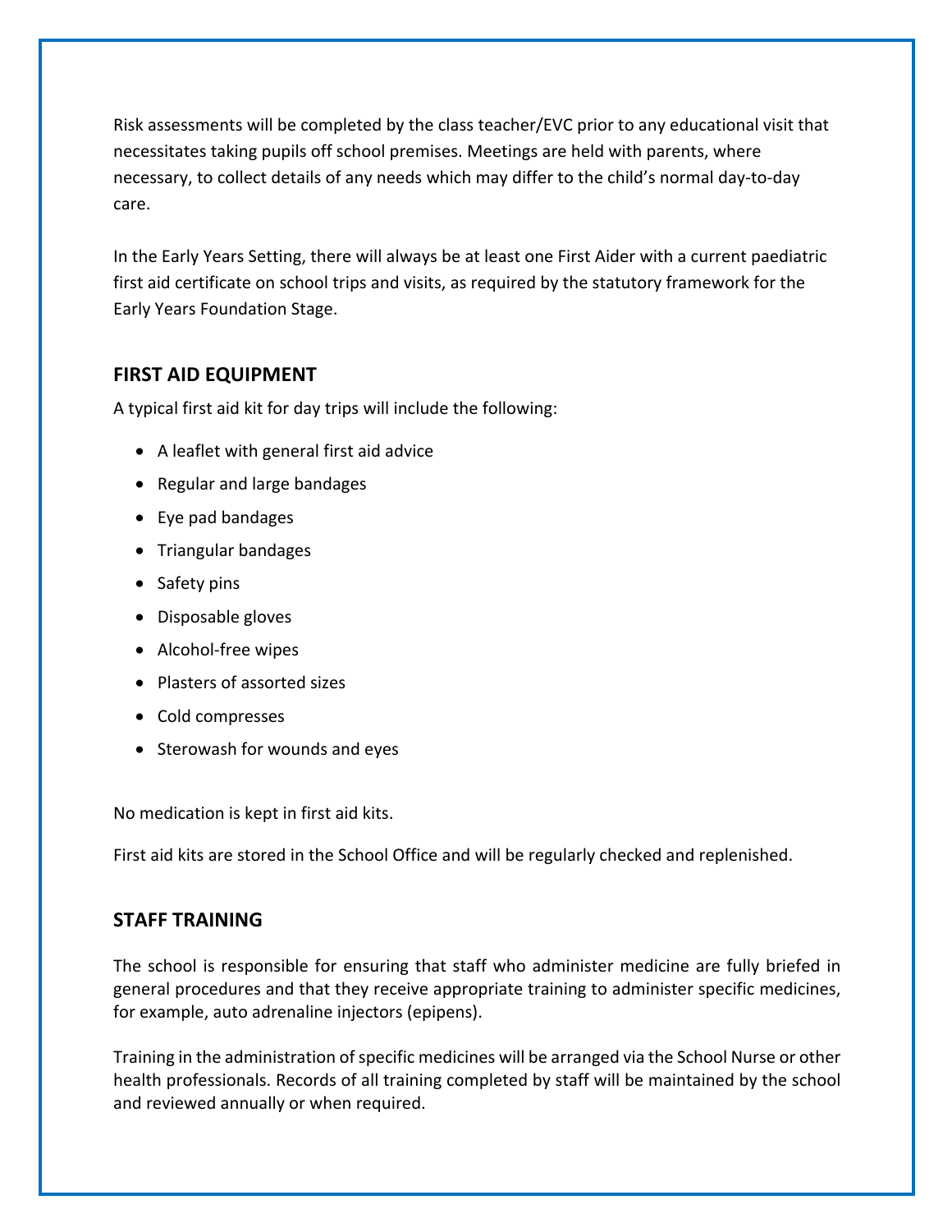Risk assessments will be completed by the class teacher/EVC prior to any educational visit that necessitates taking pupils off school premises. Meetings are held with parents, where necessary, to collect details of any needs which may differ to the child's normal day-to-day care.

In the Early Years Setting, there will always be at least one First Aider with a current paediatric first aid certificate on school trips and visits, as required by the statutory framework for the Early Years Foundation Stage.

## FIRST AID EQUIPMENT

A typical first aid kit for day trips will include the following:

- A leaflet with general first aid advice
- Regular and large bandages
- Eye pad bandages
- Triangular bandages
- Safety pins
- Disposable gloves
- Alcohol-free wipes
- Plasters of assorted sizes
- Cold compresses
- Sterowash for wounds and eyes

No medication is kept in first aid kits.

First aid kits are stored in the School Office and will be regularly checked and replenished.

## STAFF TRAINING

The school is responsible for ensuring that staff who administer medicine are fully briefed in general procedures and that they receive appropriate training to administer specific medicines, for example, auto adrenaline injectors (epipens).

Training in the administration of specific medicines will be arranged via the School Nurse or other health professionals. Records of all training completed by staff will be maintained by the school and reviewed annually or when required.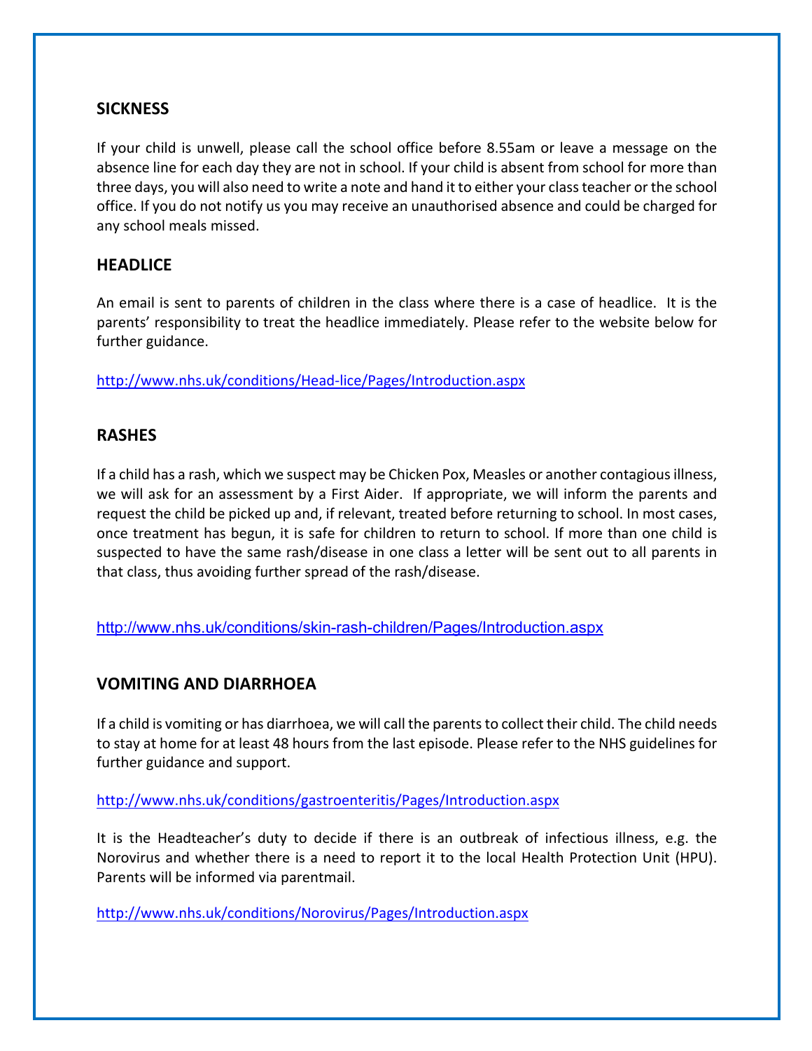## SICKNESS

If your child is unwell, please call the school office before 8.55am or leave a message on the absence line for each day they are not in school. If your child is absent from school for more than three days, you will also need to write a note and hand it to either your class teacher or the school office. If you do not notify us you may receive an unauthorised absence and could be charged for any school meals missed.

## HEADLICE

An email is sent to parents of children in the class where there is a case of headlice. It is the parents' responsibility to treat the headlice immediately. Please refer to the website below for further guidance.

http://www.nhs.uk/conditions/Head-lice/Pages/Introduction.aspx

## RASHES

If a child has a rash, which we suspect may be Chicken Pox, Measles or another contagious illness, we will ask for an assessment by a First Aider. If appropriate, we will inform the parents and request the child be picked up and, if relevant, treated before returning to school. In most cases, once treatment has begun, it is safe for children to return to school. If more than one child is suspected to have the same rash/disease in one class a letter will be sent out to all parents in that class, thus avoiding further spread of the rash/disease.

http://www.nhs.uk/conditions/skin-rash-children/Pages/Introduction.aspx

## VOMITING AND DIARRHOEA

If a child is vomiting or has diarrhoea, we will call the parents to collect their child. The child needs to stay at home for at least 48 hours from the last episode. Please refer to the NHS guidelines for further guidance and support.

http://www.nhs.uk/conditions/gastroenteritis/Pages/Introduction.aspx

It is the Headteacher's duty to decide if there is an outbreak of infectious illness, e.g. the Norovirus and whether there is a need to report it to the local Health Protection Unit (HPU). Parents will be informed via parentmail.

http://www.nhs.uk/conditions/Norovirus/Pages/Introduction.aspx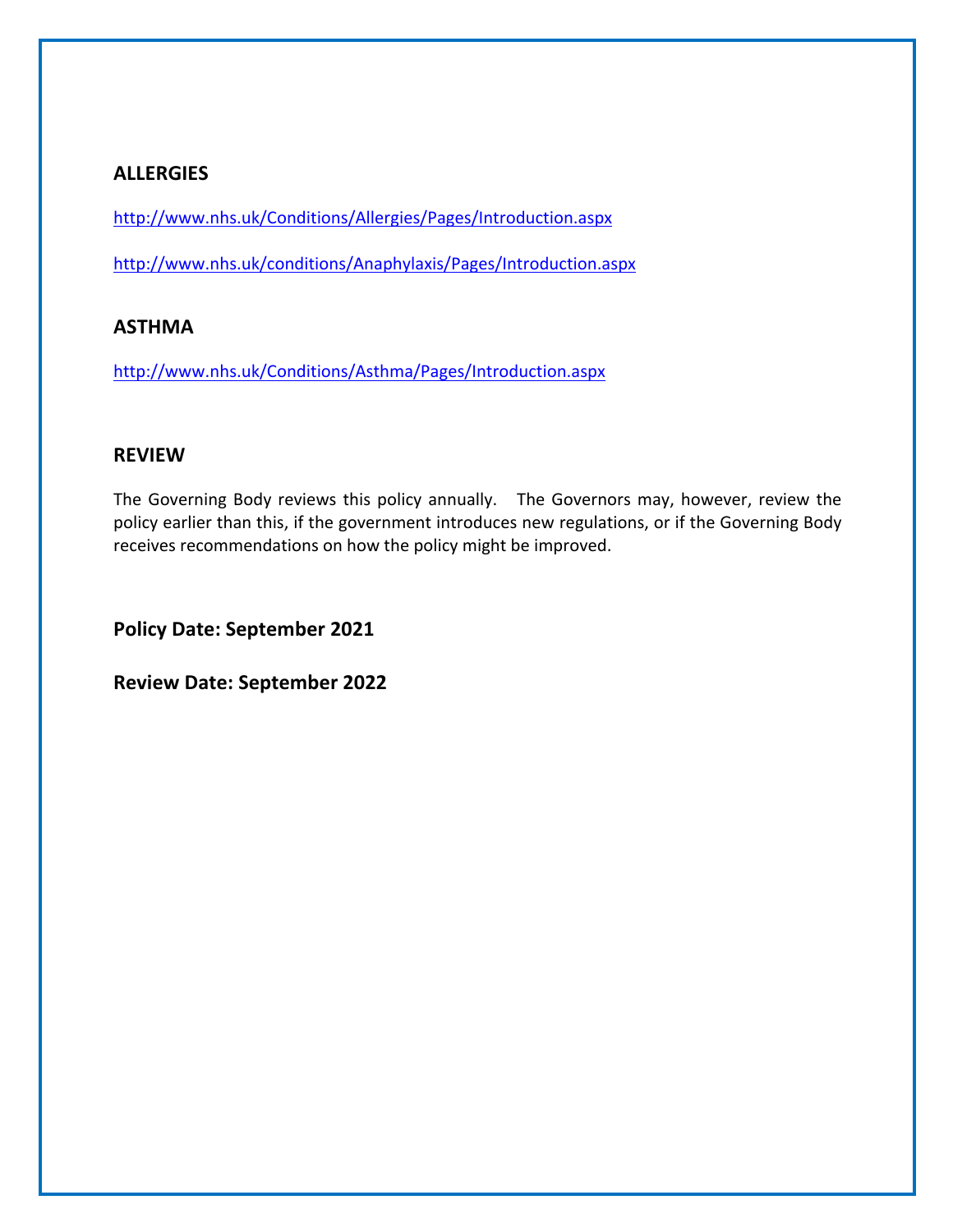### ALLERGIES

http://www.nhs.uk/Conditions/Allergies/Pages/Introduction.aspx

http://www.nhs.uk/conditions/Anaphylaxis/Pages/Introduction.aspx

### ASTHMA

http://www.nhs.uk/Conditions/Asthma/Pages/Introduction.aspx

### REVIEW

The Governing Body reviews this policy annually. The Governors may, however, review the policy earlier than this, if the government introduces new regulations, or if the Governing Body receives recommendations on how the policy might be improved.

**Policy Date: September 2021**

**Review Date: September 2022**